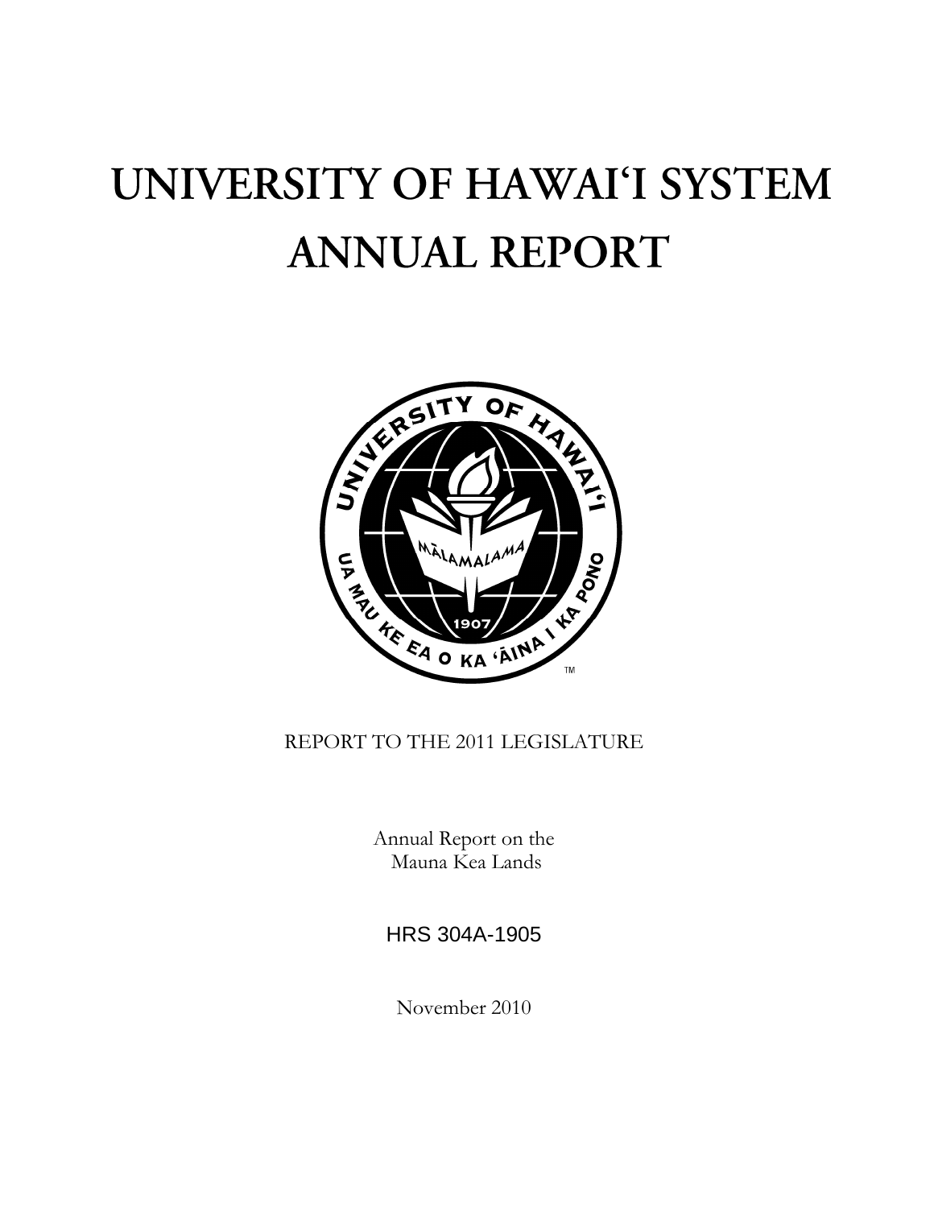# UNIVERSITY OF HAWAI'I SYSTEM ANNUAL REPORT

REPORT TO THE 2011 LEGISLATURE

Annual Report on the
Mauna Kea Lands

HRS 304A-1905

November 2010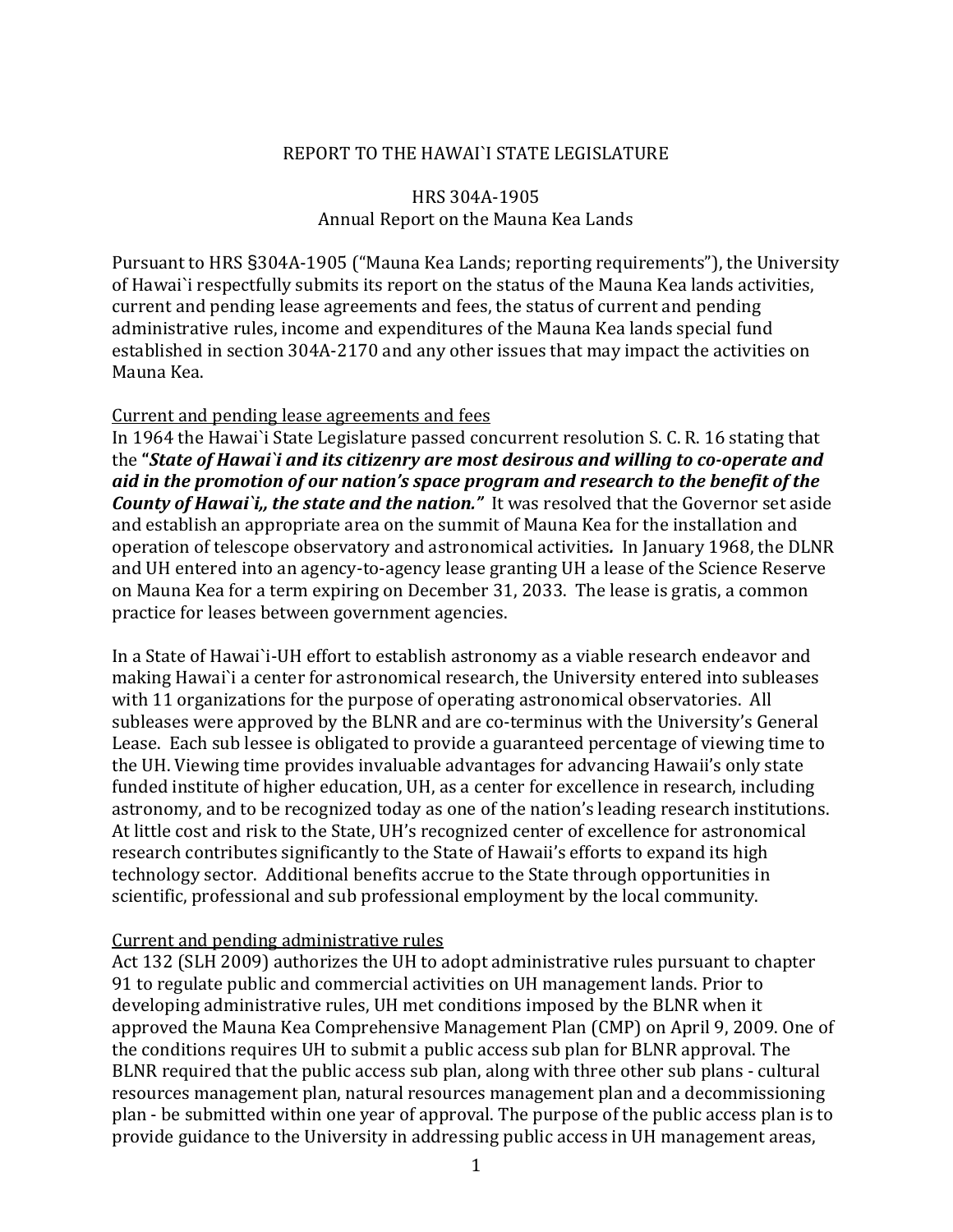REPORT TO THE HAWAI`I STATE LEGISLATURE

HRS 304A-1905
Annual Report on the Mauna Kea Lands

Pursuant to HRS §304A-1905 ("Mauna Kea Lands; reporting requirements"), the University of Hawai`i respectfully submits its report on the status of the Mauna Kea lands activities, current and pending lease agreements and fees, the status of current and pending administrative rules, income and expenditures of the Mauna Kea lands special fund established in section 304A-2170 and any other issues that may impact the activities on Mauna Kea.

<u>Current and pending lease agreements and fees</u>
In 1964 the Hawai`i State Legislature passed concurrent resolution S. C. R. 16 stating that the **"*State of Hawai`i and its citizenry are most desirous and willing to co-operate and aid in the promotion of our nation's space program and research to the benefit of the County of Hawai`i,, the state and the nation.*"** It was resolved that the Governor set aside and establish an appropriate area on the summit of Mauna Kea for the installation and operation of telescope observatory and astronomical activities*.* In January 1968, the DLNR and UH entered into an agency-to-agency lease granting UH a lease of the Science Reserve on Mauna Kea for a term expiring on December 31, 2033. The lease is gratis, a common practice for leases between government agencies.

In a State of Hawai`i-UH effort to establish astronomy as a viable research endeavor and making Hawai`i a center for astronomical research, the University entered into subleases with 11 organizations for the purpose of operating astronomical observatories. All subleases were approved by the BLNR and are co-terminus with the University's General Lease. Each sub lessee is obligated to provide a guaranteed percentage of viewing time to the UH. Viewing time provides invaluable advantages for advancing Hawaii's only state funded institute of higher education, UH, as a center for excellence in research, including astronomy, and to be recognized today as one of the nation's leading research institutions. At little cost and risk to the State, UH's recognized center of excellence for astronomical research contributes significantly to the State of Hawaii's efforts to expand its high technology sector. Additional benefits accrue to the State through opportunities in scientific, professional and sub professional employment by the local community.

<u>Current and pending administrative rules</u>
Act 132 (SLH 2009) authorizes the UH to adopt administrative rules pursuant to chapter 91 to regulate public and commercial activities on UH management lands. Prior to developing administrative rules, UH met conditions imposed by the BLNR when it approved the Mauna Kea Comprehensive Management Plan (CMP) on April 9, 2009. One of the conditions requires UH to submit a public access sub plan for BLNR approval. The BLNR required that the public access sub plan, along with three other sub plans - cultural resources management plan, natural resources management plan and a decommissioning plan - be submitted within one year of approval. The purpose of the public access plan is to provide guidance to the University in addressing public access in UH management areas,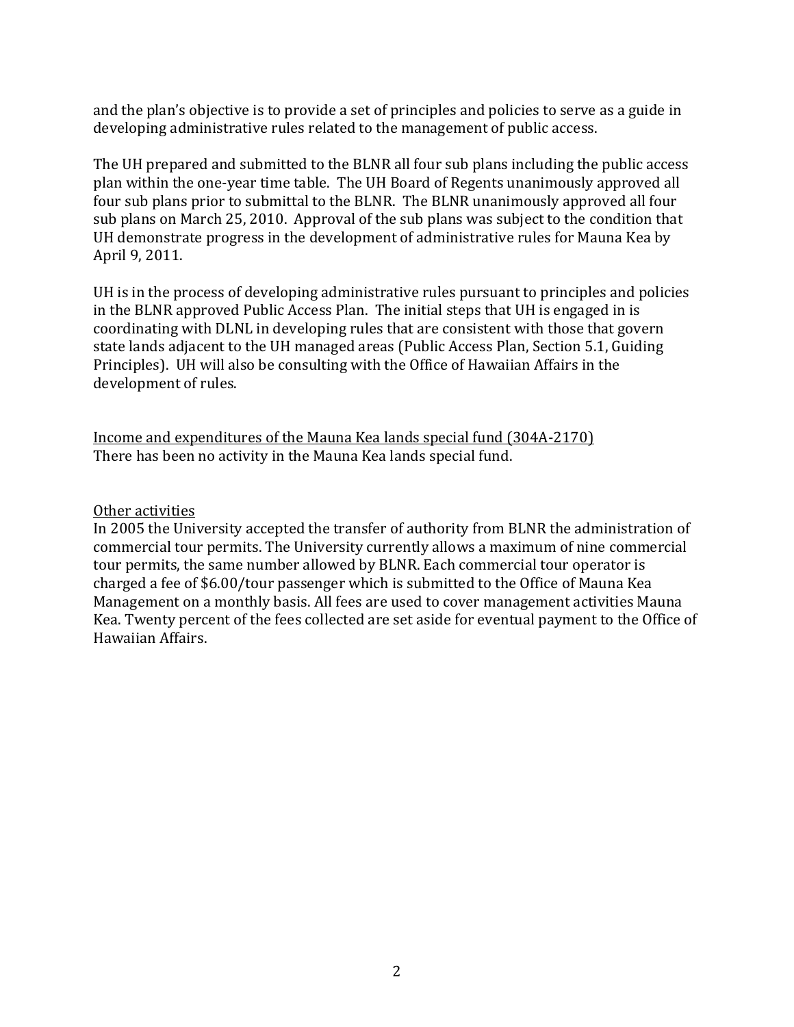and the plan's objective is to provide a set of principles and policies to serve as a guide in developing administrative rules related to the management of public access.

The UH prepared and submitted to the BLNR all four sub plans including the public access plan within the one-year time table. The UH Board of Regents unanimously approved all four sub plans prior to submittal to the BLNR. The BLNR unanimously approved all four sub plans on March 25, 2010. Approval of the sub plans was subject to the condition that UH demonstrate progress in the development of administrative rules for Mauna Kea by April 9, 2011.

UH is in the process of developing administrative rules pursuant to principles and policies in the BLNR approved Public Access Plan. The initial steps that UH is engaged in is coordinating with DLNL in developing rules that are consistent with those that govern state lands adjacent to the UH managed areas (Public Access Plan, Section 5.1, Guiding Principles). UH will also be consulting with the Office of Hawaiian Affairs in the development of rules.

<u>Income and expenditures of the Mauna Kea lands special fund (304A-2170)</u>

There has been no activity in the Mauna Kea lands special fund.

<u>Other activities</u>

In 2005 the University accepted the transfer of authority from BLNR the administration of commercial tour permits. The University currently allows a maximum of nine commercial tour permits, the same number allowed by BLNR. Each commercial tour operator is charged a fee of $6.00/tour passenger which is submitted to the Office of Mauna Kea Management on a monthly basis. All fees are used to cover management activities Mauna Kea. Twenty percent of the fees collected are set aside for eventual payment to the Office of Hawaiian Affairs.